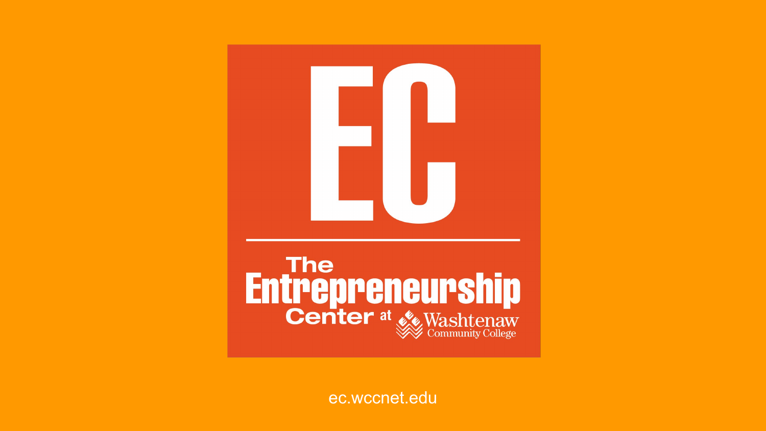# EC

## The Entrepreneurship Center at Washtenaw Community College

ec.wccnet.edu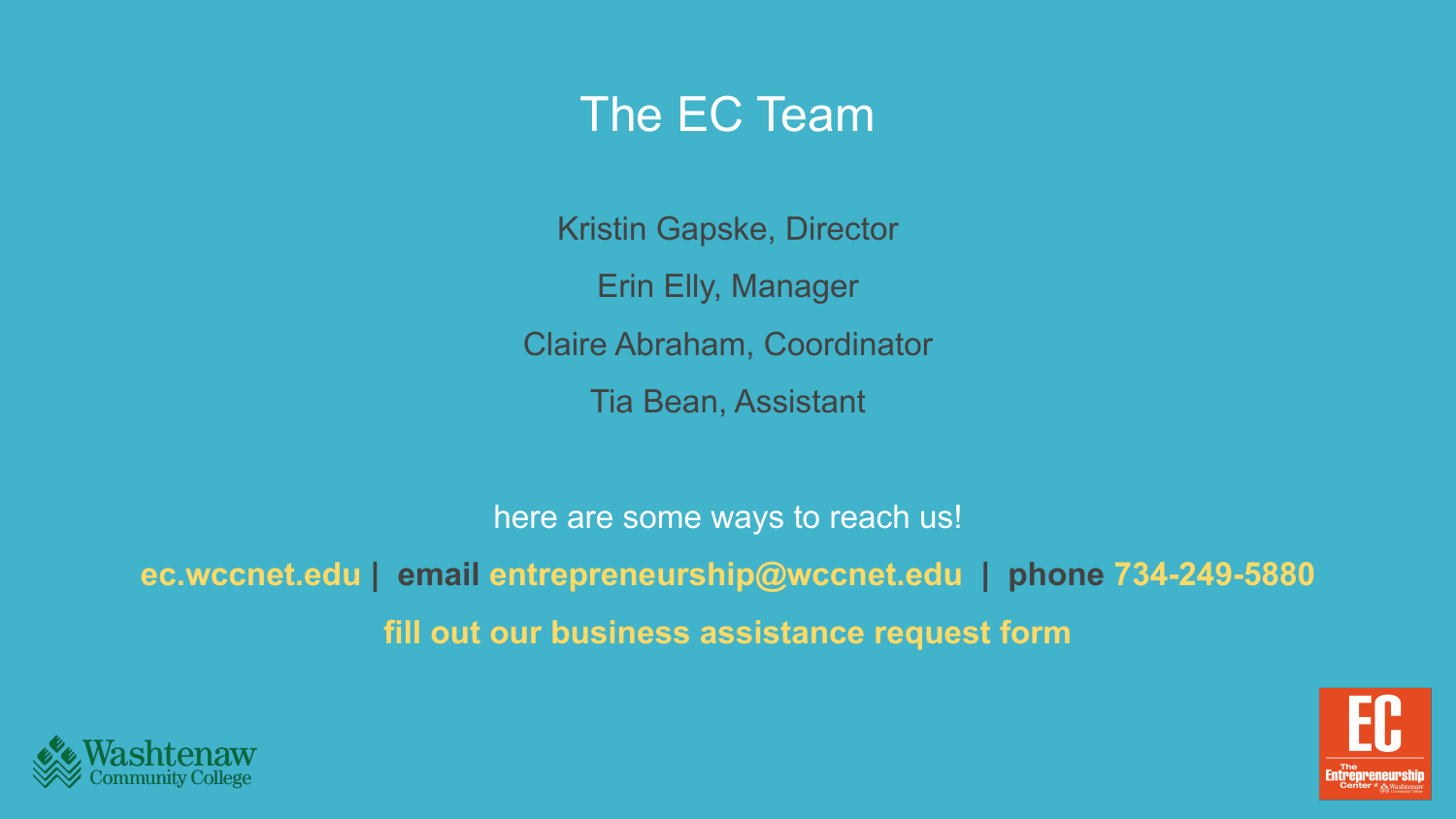# The EC Team

Kristin Gapske, Director

Erin Elly, Manager

Claire Abraham, Coordinator

Tia Bean, Assistant

here are some ways to reach us!

**ec.wccnet.edu | email entrepreneurship@wccnet.edu | phone 734-249-5880**

**fill out our business assistance request form**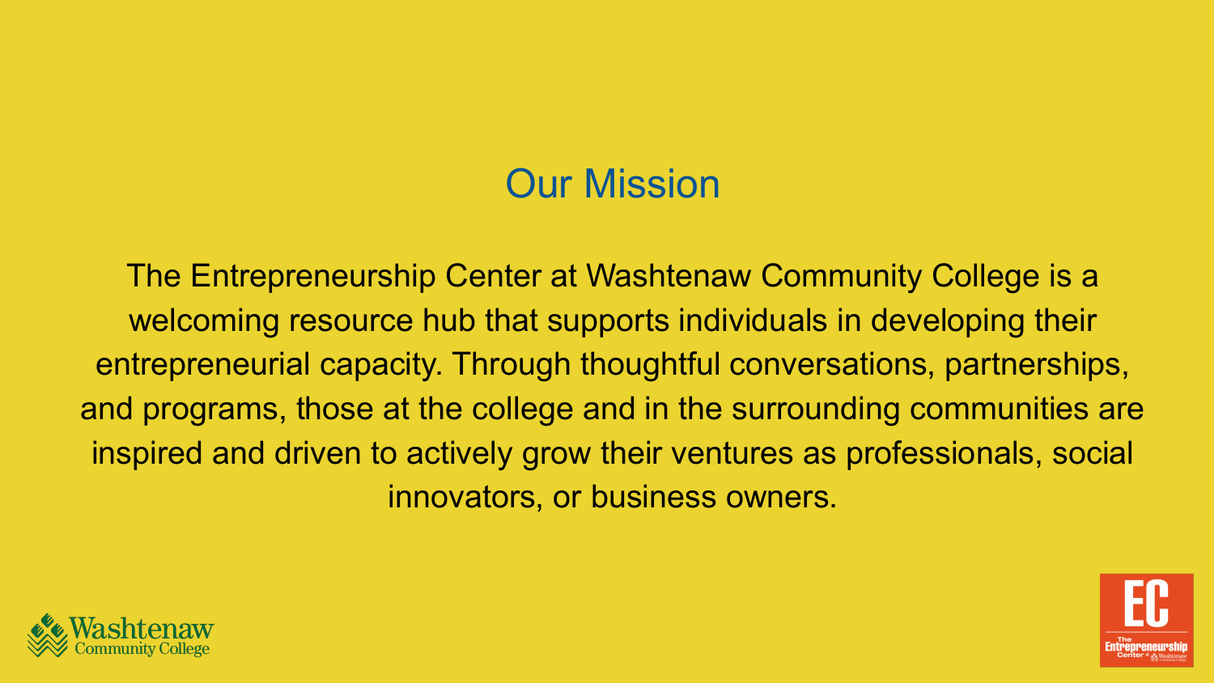# Our Mission

The Entrepreneurship Center at Washtenaw Community College is a welcoming resource hub that supports individuals in developing their entrepreneurial capacity. Through thoughtful conversations, partnerships, and programs, those at the college and in the surrounding communities are inspired and driven to actively grow their ventures as professionals, social innovators, or business owners.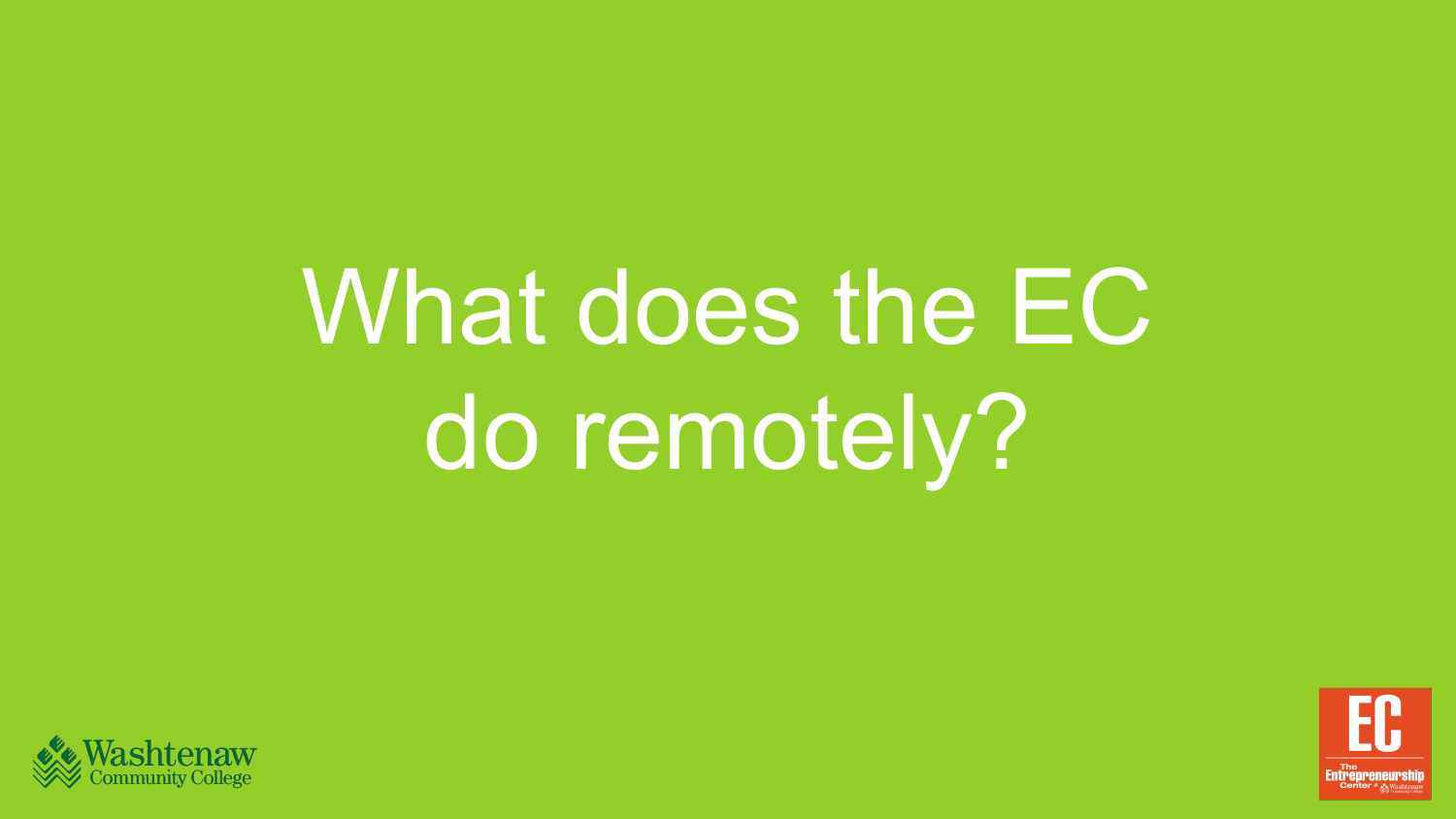# What does the EC do remotely?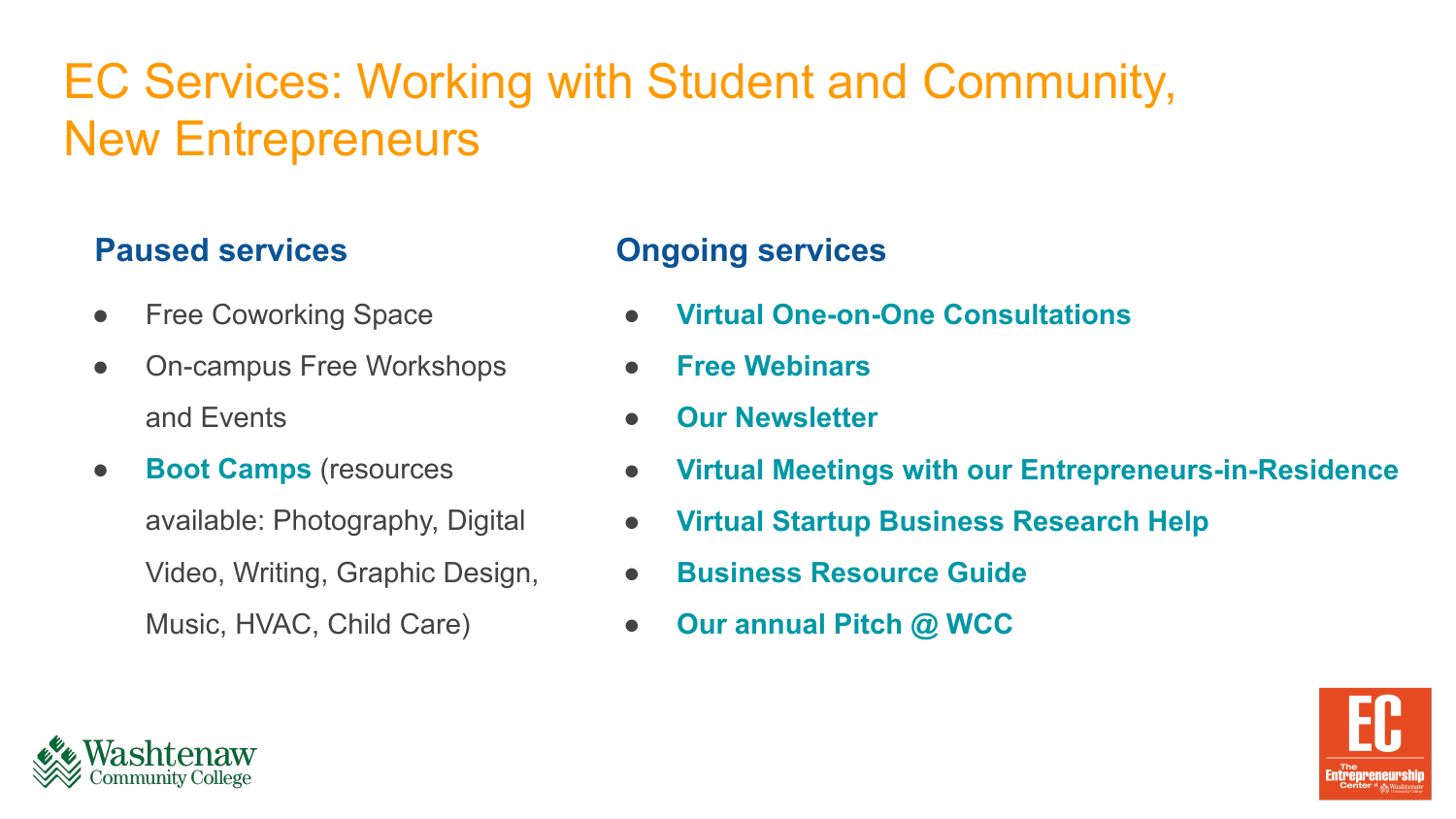# EC Services: Working with Student and Community, New Entrepreneurs

## Paused services

- Free Coworking Space
- On-campus Free Workshops and Events
- **Boot Camps** (resources available: Photography, Digital Video, Writing, Graphic Design, Music, HVAC, Child Care)

## Ongoing services

- **Virtual One-on-One Consultations**
- **Free Webinars**
- **Our Newsletter**
- **Virtual Meetings with our Entrepreneurs-in-Residence**
- **Virtual Startup Business Research Help**
- **Business Resource Guide**
- **Our annual Pitch @ WCC**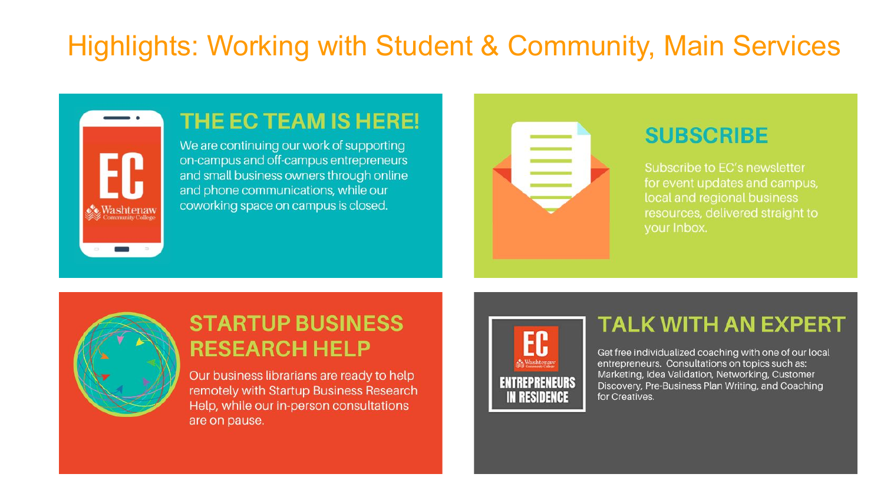# Highlights: Working with Student & Community, Main Services

## THE EC TEAM IS HERE!

We are continuing our work of supporting on-campus and off-campus entrepreneurs and small business owners through online and phone communications, while our coworking space on campus is closed.

## SUBSCRIBE

Subscribe to EC's newsletter for event updates and campus, local and regional business resources, delivered straight to your Inbox.

## STARTUP BUSINESS RESEARCH HELP

Our business librarians are ready to help remotely with Startup Business Research Help, while our in-person consultations are on pause.

## TALK WITH AN EXPERT

EC Washtenaw Community College ENTREPRENEURS IN RESIDENCE

Get free individualized coaching with one of our local entrepreneurs. Consultations on topics such as: Marketing, Idea Validation, Networking, Customer Discovery, Pre-Business Plan Writing, and Coaching for Creatives.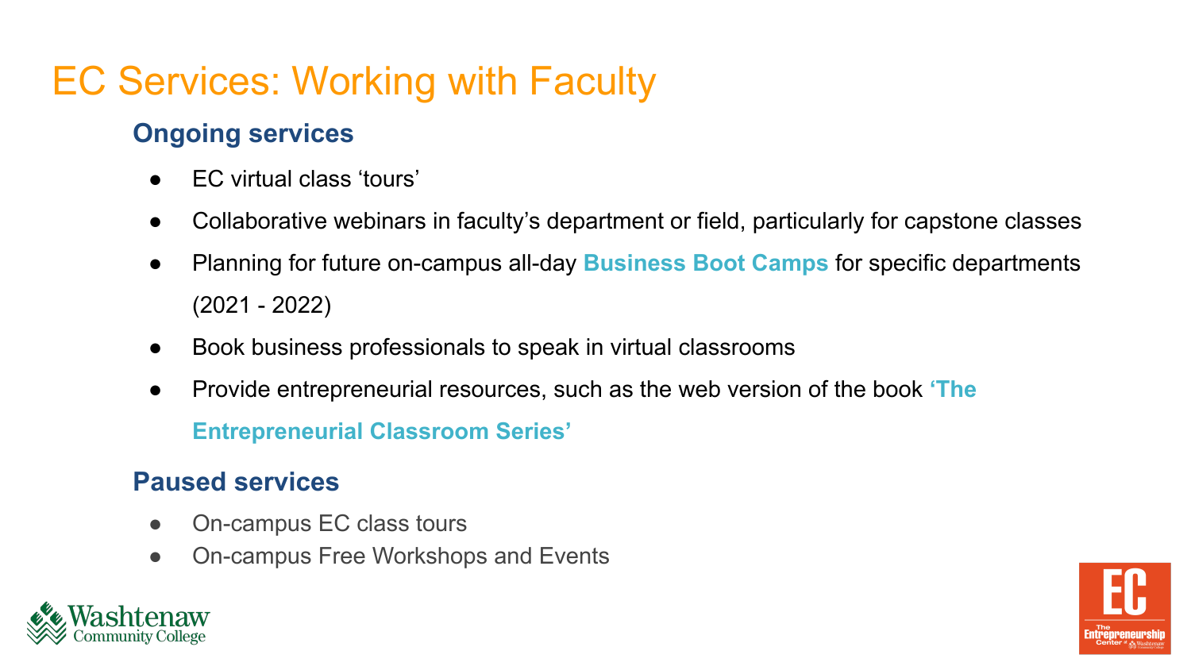# EC Services: Working with Faculty

## Ongoing services

- EC virtual class 'tours'
- Collaborative webinars in faculty's department or field, particularly for capstone classes
- Planning for future on-campus all-day **Business Boot Camps** for specific departments (2021 - 2022)
- Book business professionals to speak in virtual classrooms
- Provide entrepreneurial resources, such as the web version of the book **'The Entrepreneurial Classroom Series'**

## Paused services

- On-campus EC class tours
- On-campus Free Workshops and Events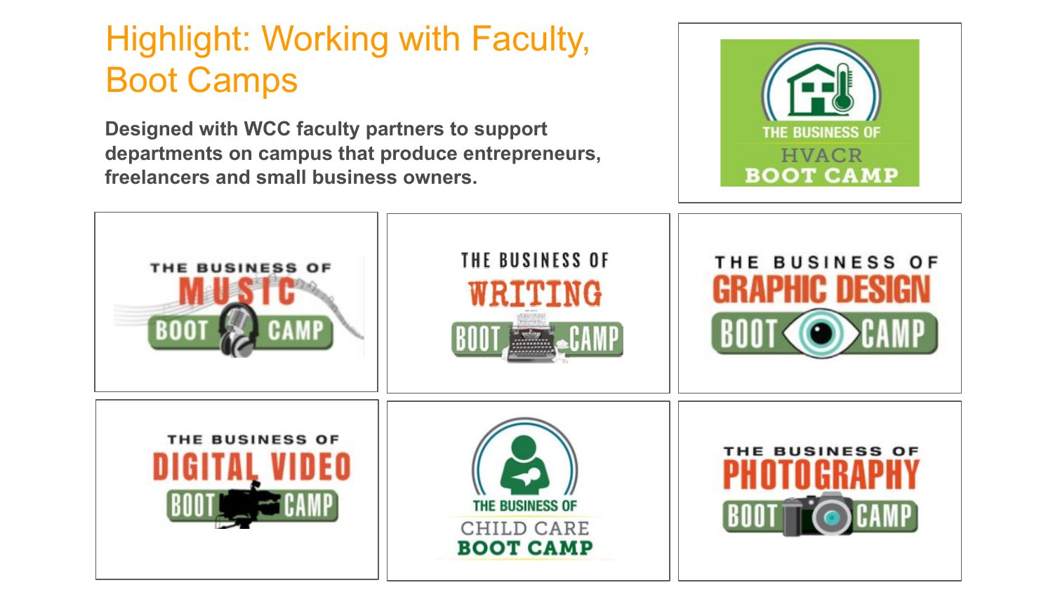# Highlight: Working with Faculty, Boot Camps

**Designed with WCC faculty partners to support departments on campus that produce entrepreneurs, freelancers and small business owners.**

THE BUSINESS OF HVACR BOOT CAMP

THE BUSINESS OF MUSIC BOOT CAMP

THE BUSINESS OF WRITING BOOT CAMP

THE BUSINESS OF GRAPHIC DESIGN BOOT CAMP

THE BUSINESS OF DIGITAL VIDEO BOOT CAMP

THE BUSINESS OF CHILD CARE BOOT CAMP

THE BUSINESS OF PHOTOGRAPHY BOOT CAMP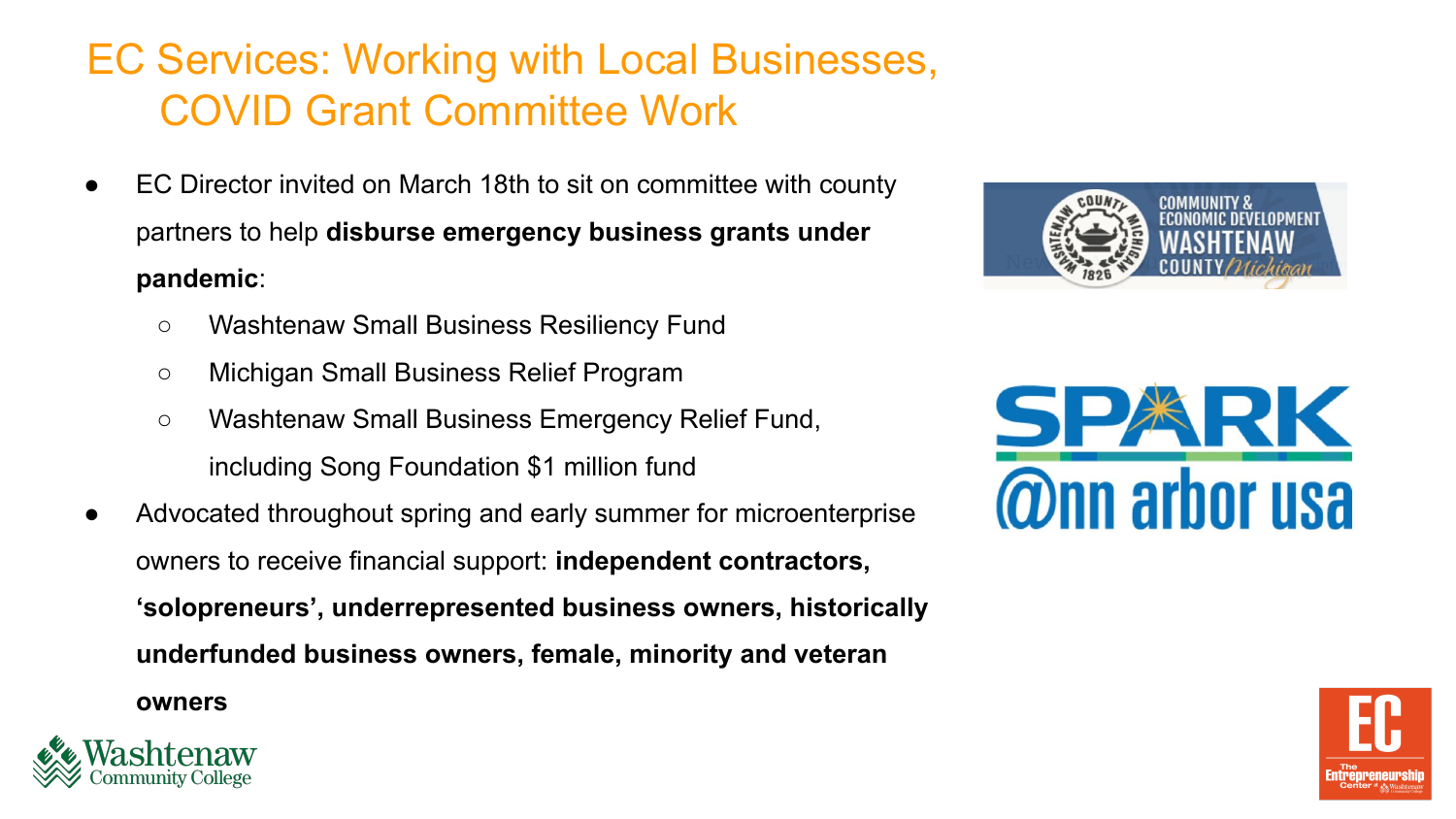# EC Services: Working with Local Businesses, COVID Grant Committee Work

- EC Director invited on March 18th to sit on committee with county partners to help **disburse emergency business grants under pandemic**:
  - Washtenaw Small Business Resiliency Fund
  - Michigan Small Business Relief Program
  - Washtenaw Small Business Emergency Relief Fund, including Song Foundation $1 million fund
- Advocated throughout spring and early summer for microenterprise owners to receive financial support: **independent contractors, 'solopreneurs', underrepresented business owners, historically underfunded business owners, female, minority and veteran owners**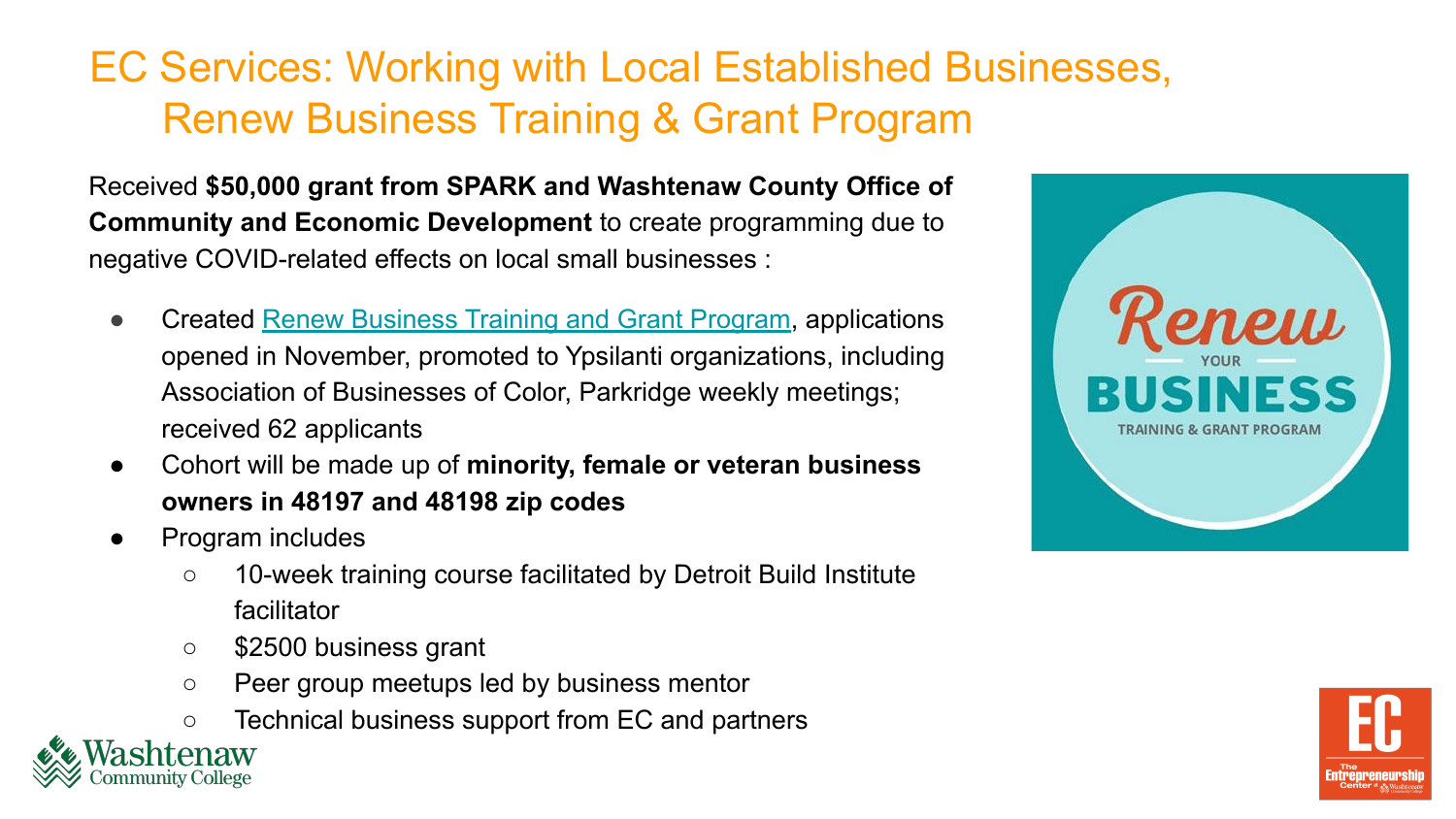# EC Services: Working with Local Established Businesses, Renew Business Training & Grant Program

Received **$50,000 grant from SPARK and Washtenaw County Office of Community and Economic Development** to create programming due to negative COVID-related effects on local small businesses :

- Created Renew Business Training and Grant Program, applications opened in November, promoted to Ypsilanti organizations, including Association of Businesses of Color, Parkridge weekly meetings; received 62 applicants
- Cohort will be made up of **minority, female or veteran business owners in 48197 and 48198 zip codes**
- Program includes
  - 10-week training course facilitated by Detroit Build Institute facilitator
  - $2500 business grant
  - Peer group meetups led by business mentor
  - Technical business support from EC and partners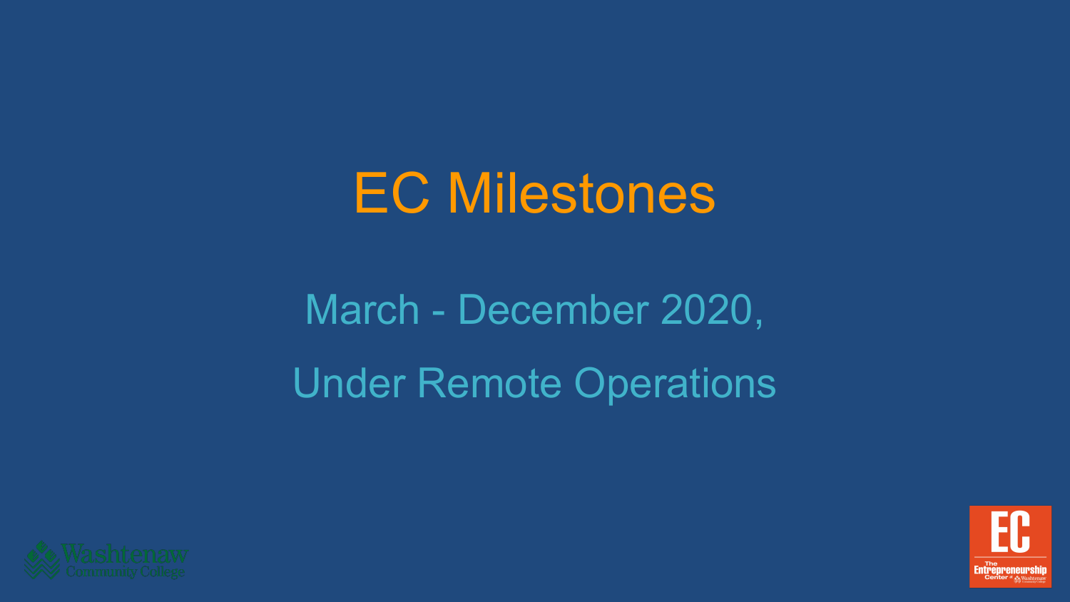# EC Milestones

March - December 2020,

Under Remote Operations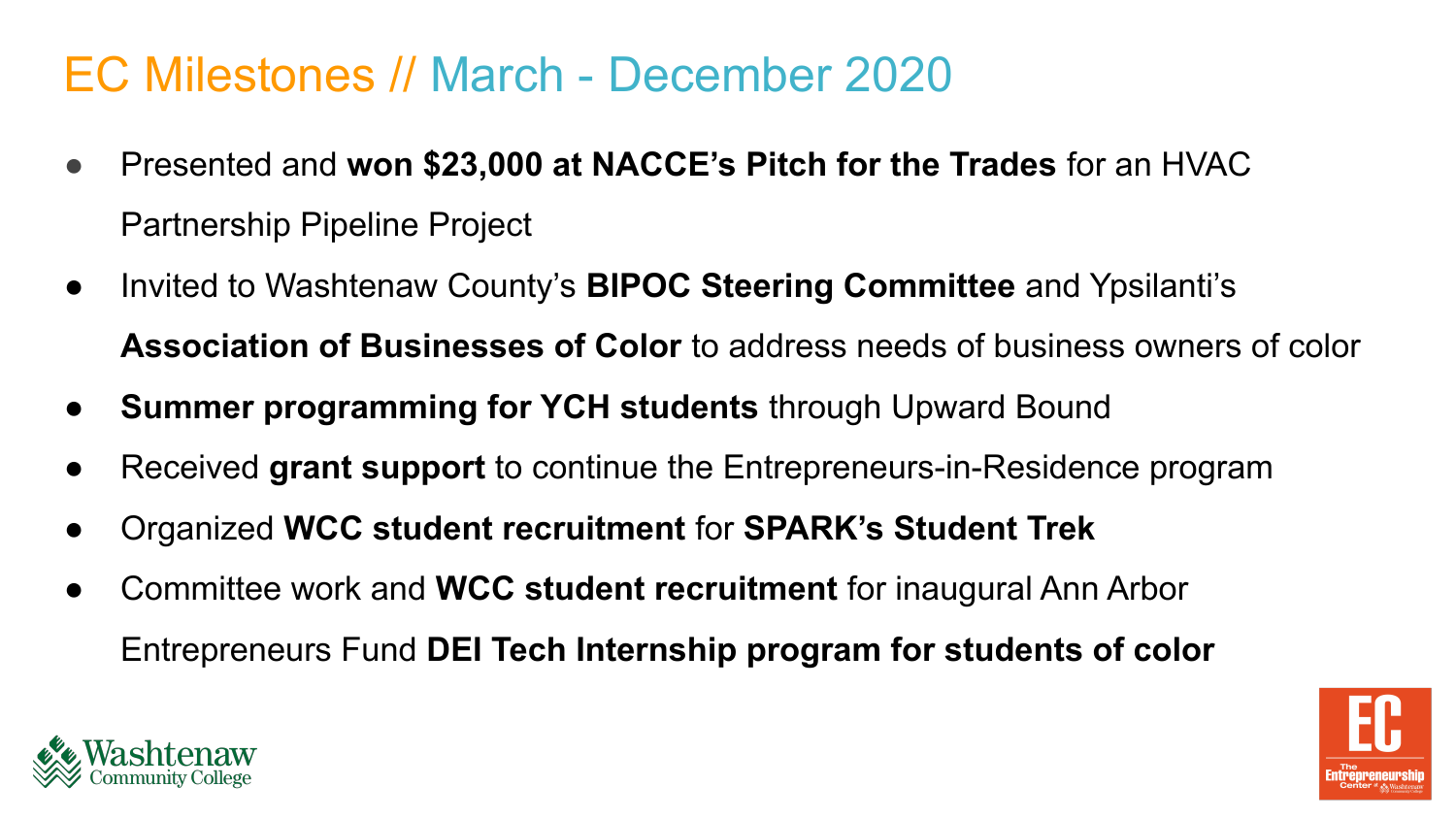# EC Milestones // March - December 2020

- Presented and **won $23,000 at NACCE's Pitch for the Trades** for an HVAC Partnership Pipeline Project
- Invited to Washtenaw County's **BIPOC Steering Committee** and Ypsilanti's **Association of Businesses of Color** to address needs of business owners of color
- **Summer programming for YCH students** through Upward Bound
- Received **grant support** to continue the Entrepreneurs-in-Residence program
- Organized **WCC student recruitment** for **SPARK's Student Trek**
- Committee work and **WCC student recruitment** for inaugural Ann Arbor Entrepreneurs Fund **DEI Tech Internship program for students of color**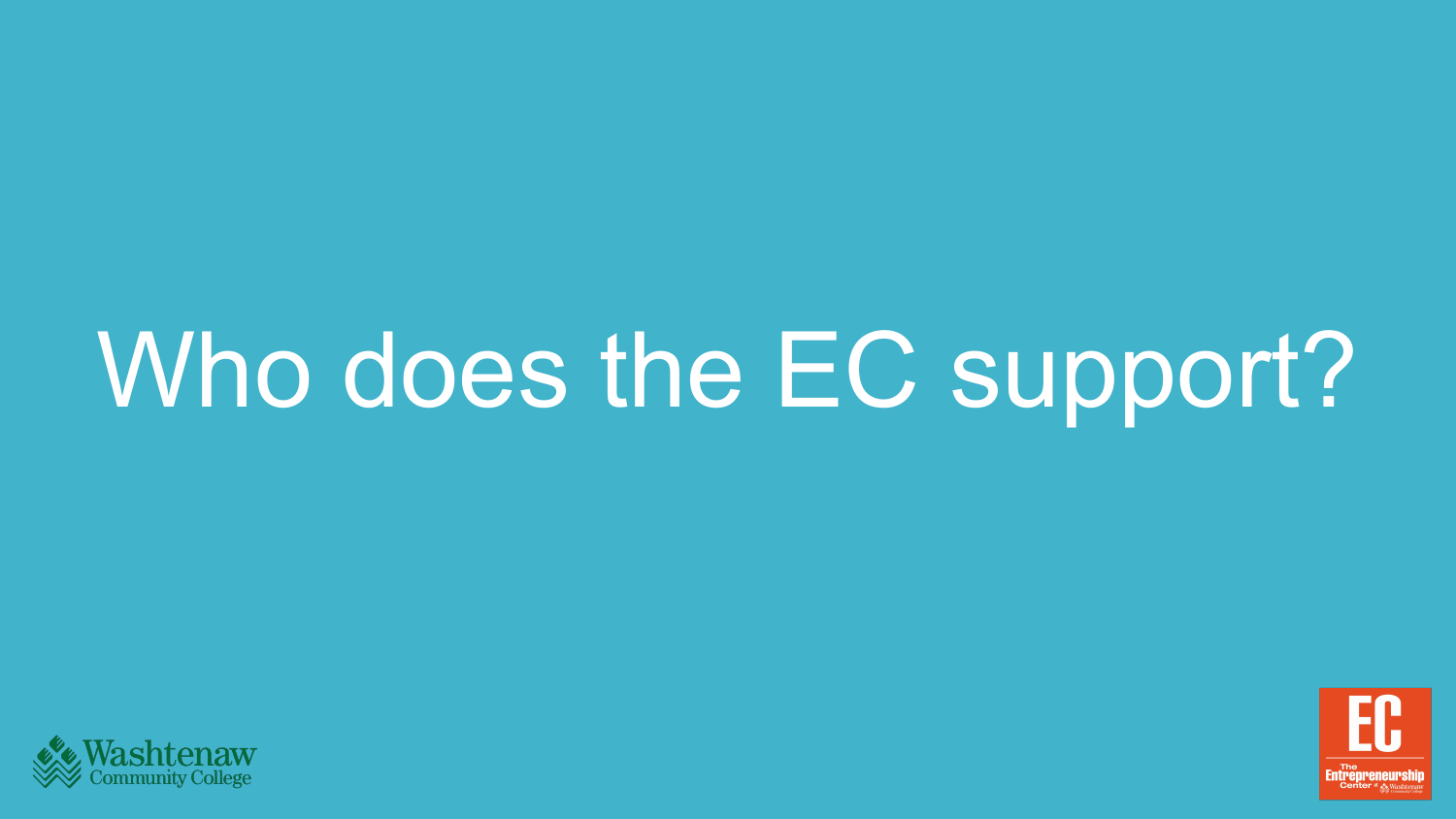# Who does the EC support?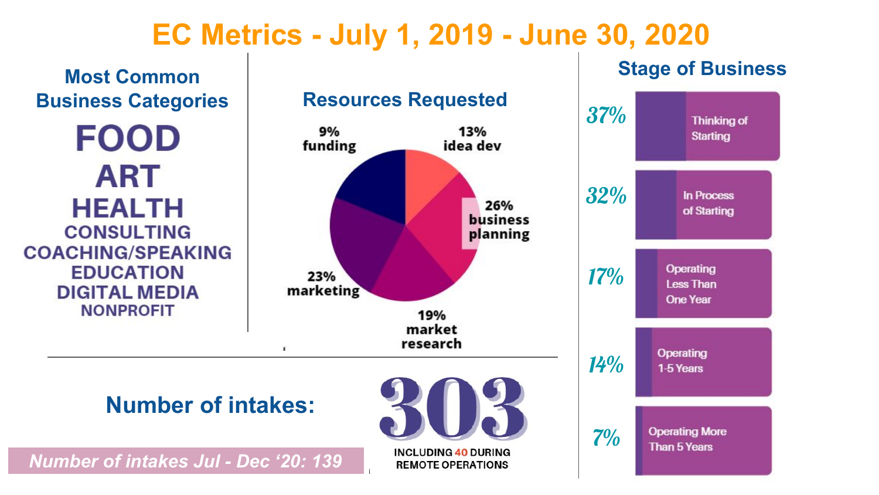# EC Metrics - July 1, 2019 - June 30, 2020

## Most Common Business Categories

- FOOD
- ART
- HEALTH
- CONSULTING
- COACHING/SPEAKING
- EDUCATION
- DIGITAL MEDIA
- NONPROFIT

## Resources Requested

| Resource | Percentage |
| --- | --- |
| idea dev | 13% |
| business planning | 26% |
| market research | 19% |
| marketing | 23% |
| funding | 9% |

## Stage of Business

| Stage | Percentage |
| --- | --- |
| Thinking of Starting | 37% |
| In Process of Starting | 32% |
| Operating Less Than One Year | 17% |
| Operating 1-5 Years | 14% |
| Operating More Than 5 Years | 7% |

## Number of intakes: 303

INCLUDING 40 DURING REMOTE OPERATIONS

*Number of intakes Jul - Dec '20: 139*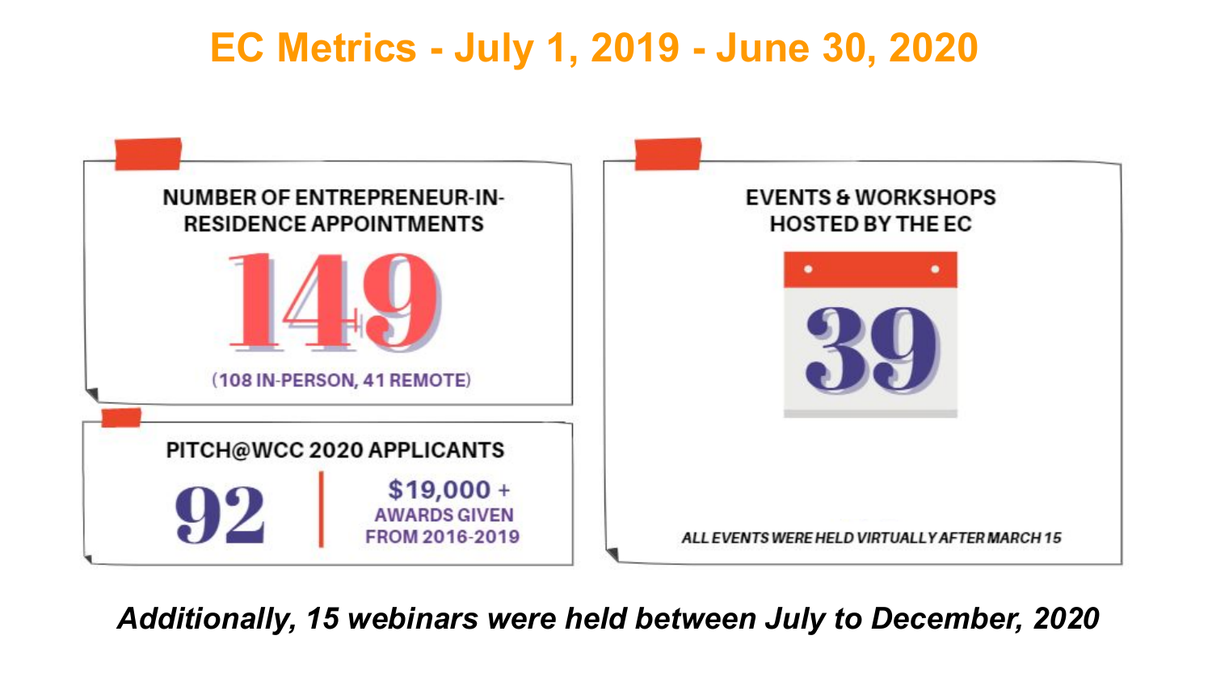# EC Metrics - July 1, 2019 - June 30, 2020

## NUMBER OF ENTREPRENEUR-IN-RESIDENCE APPOINTMENTS

**149**

(108 IN-PERSON, 41 REMOTE)

## PITCH@WCC 2020 APPLICANTS

**92**

$19,000 + AWARDS GIVEN FROM 2016-2019

## EVENTS & WORKSHOPS HOSTED BY THE EC

**39**

*ALL EVENTS WERE HELD VIRTUALLY AFTER MARCH 15*

***Additionally, 15 webinars were held between July to December, 2020***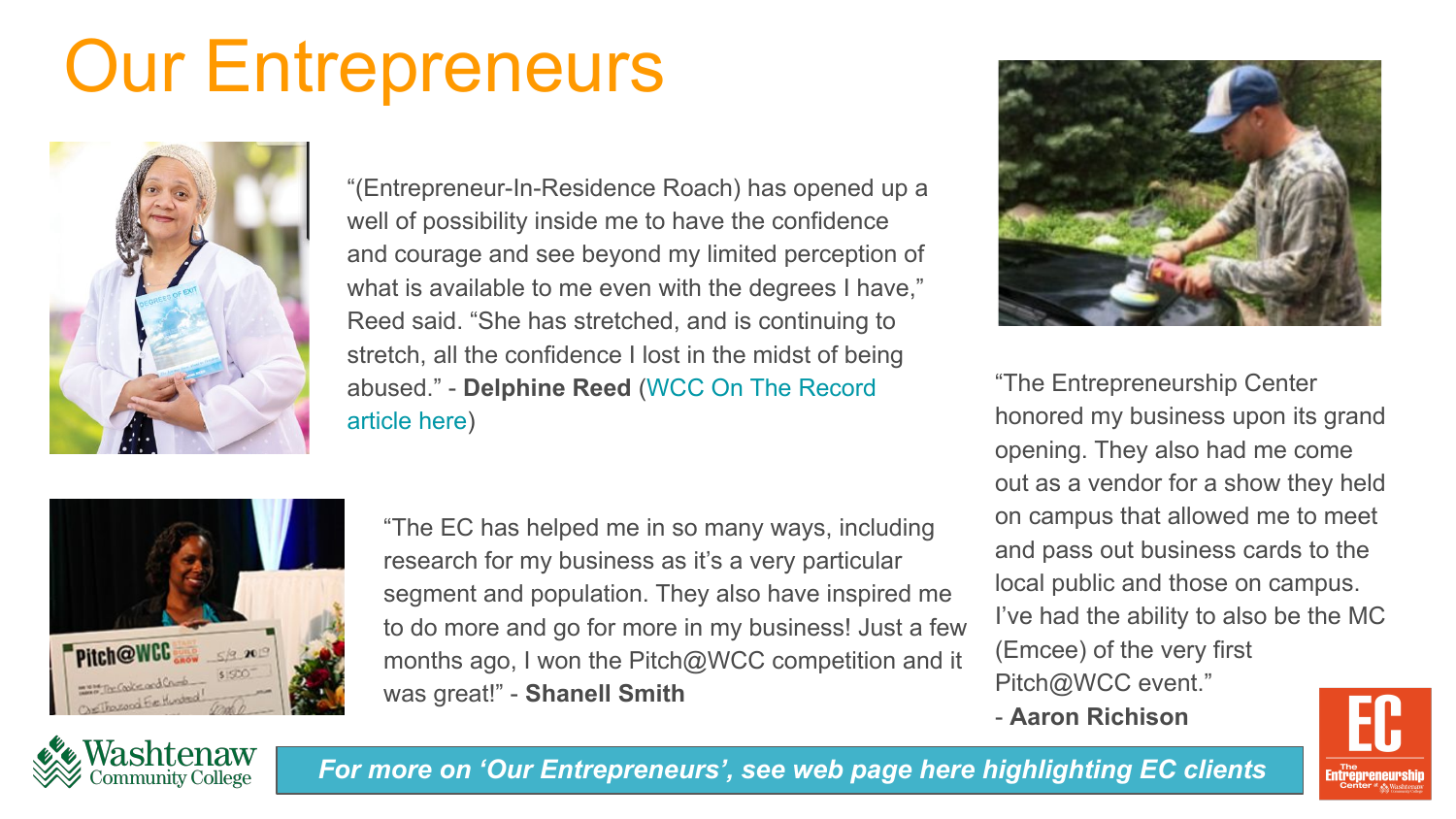# Our Entrepreneurs

"(Entrepreneur-In-Residence Roach) has opened up a well of possibility inside me to have the confidence and courage and see beyond my limited perception of what is available to me even with the degrees I have," Reed said. "She has stretched, and is continuing to stretch, all the confidence I lost in the midst of being abused." - **Delphine Reed** (WCC On The Record article here)

"The EC has helped me in so many ways, including research for my business as it's a very particular segment and population. They also have inspired me to do more and go for more in my business! Just a few months ago, I won the Pitch@WCC competition and it was great!" - **Shanell Smith**

"The Entrepreneurship Center honored my business upon its grand opening. They also had me come out as a vendor for a show they held on campus that allowed me to meet and pass out business cards to the local public and those on campus. I've had the ability to also be the MC (Emcee) of the very first Pitch@WCC event."
- **Aaron Richison**

***For more on 'Our Entrepreneurs', see web page here highlighting EC clients***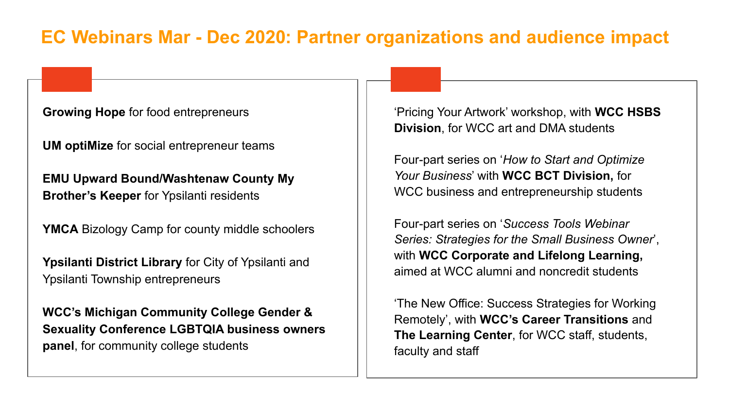# EC Webinars Mar - Dec 2020: Partner organizations and audience impact

**Growing Hope** for food entrepreneurs

**UM optiMize** for social entrepreneur teams

**EMU Upward Bound/Washtenaw County My Brother's Keeper** for Ypsilanti residents

**YMCA** Bizology Camp for county middle schoolers

**Ypsilanti District Library** for City of Ypsilanti and Ypsilanti Township entrepreneurs

**WCC's Michigan Community College Gender & Sexuality Conference LGBTQIA business owners panel**, for community college students

'Pricing Your Artwork' workshop, with **WCC HSBS Division**, for WCC art and DMA students

Four-part series on '*How to Start and Optimize Your Business*' with **WCC BCT Division,** for WCC business and entrepreneurship students

Four-part series on '*Success Tools Webinar Series: Strategies for the Small Business Owner*', with **WCC Corporate and Lifelong Learning,** aimed at WCC alumni and noncredit students

'The New Office: Success Strategies for Working Remotely', with **WCC's Career Transitions** and **The Learning Center**, for WCC staff, students, faculty and staff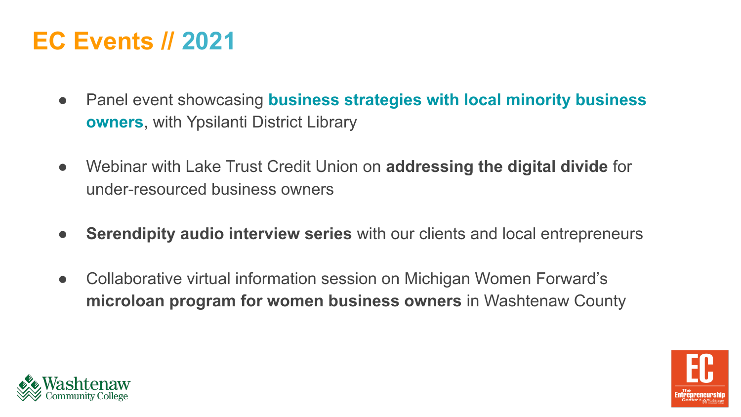# EC Events // 2021

- Panel event showcasing **business strategies with local minority business owners**, with Ypsilanti District Library
- Webinar with Lake Trust Credit Union on **addressing the digital divide** for under-resourced business owners
- **Serendipity audio interview series** with our clients and local entrepreneurs
- Collaborative virtual information session on Michigan Women Forward's **microloan program for women business owners** in Washtenaw County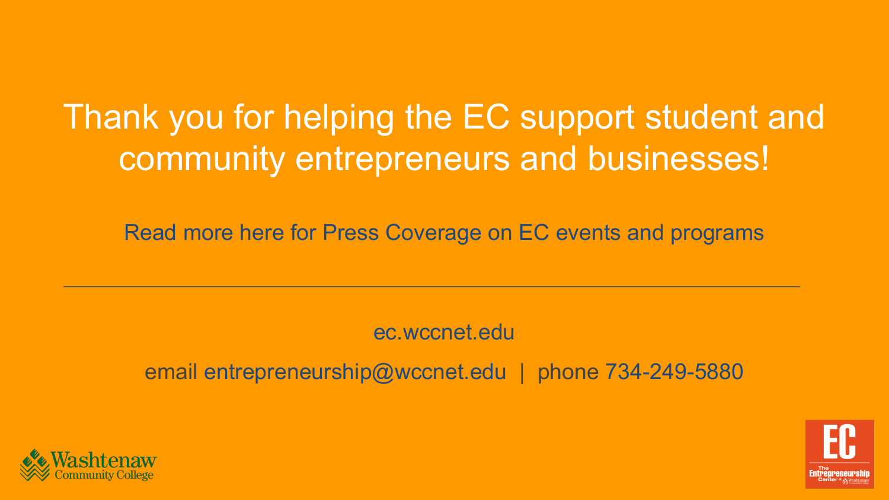# Thank you for helping the EC support student and community entrepreneurs and businesses!

Read more here for Press Coverage on EC events and programs

---

ec.wccnet.edu

email entrepreneurship@wccnet.edu | phone 734-249-5880

Washtenaw Community College

EC The Entrepreneurship Center at Washtenaw Community College